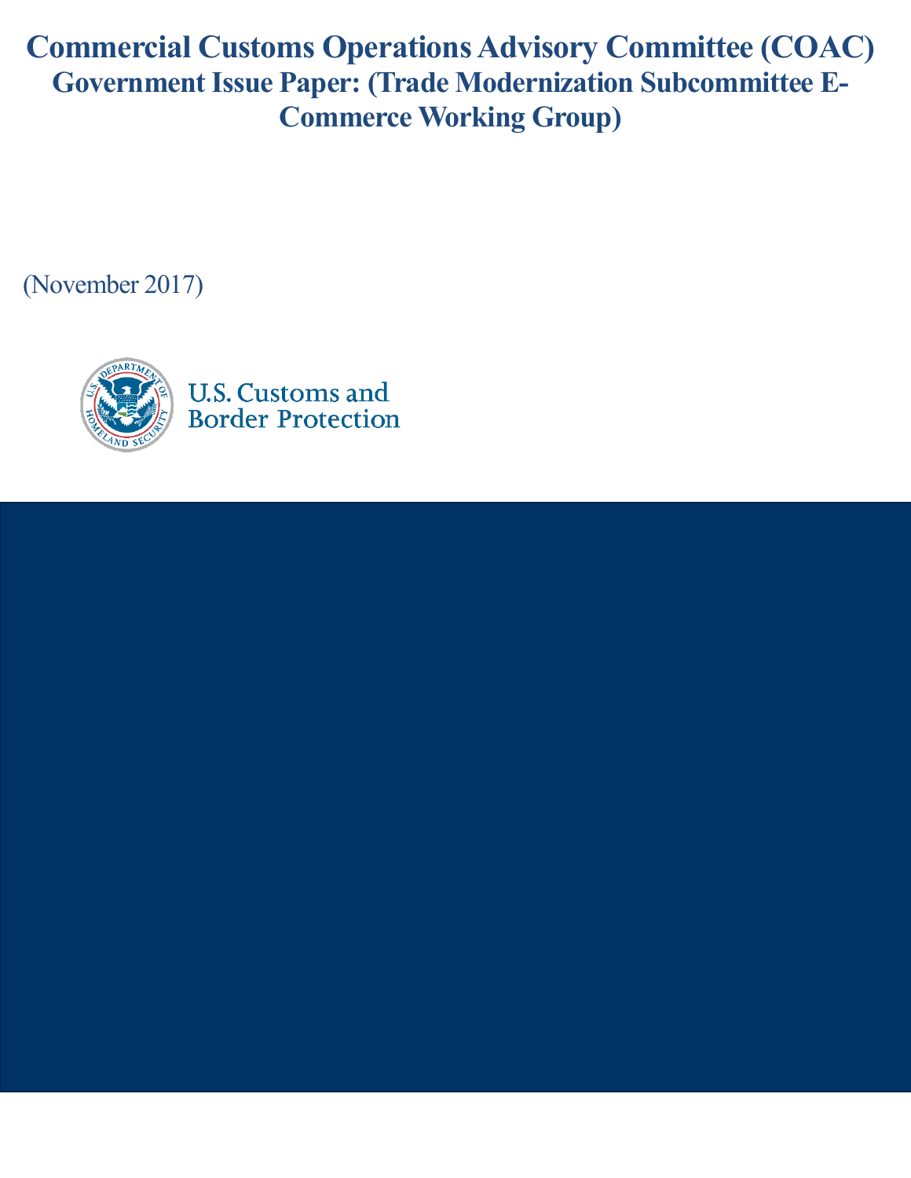# Commercial Customs Operations Advisory Committee (COAC)

## Government Issue Paper: (Trade Modernization Subcommittee E-Commerce Working Group)

(November 2017)

U.S. Customs and Border Protection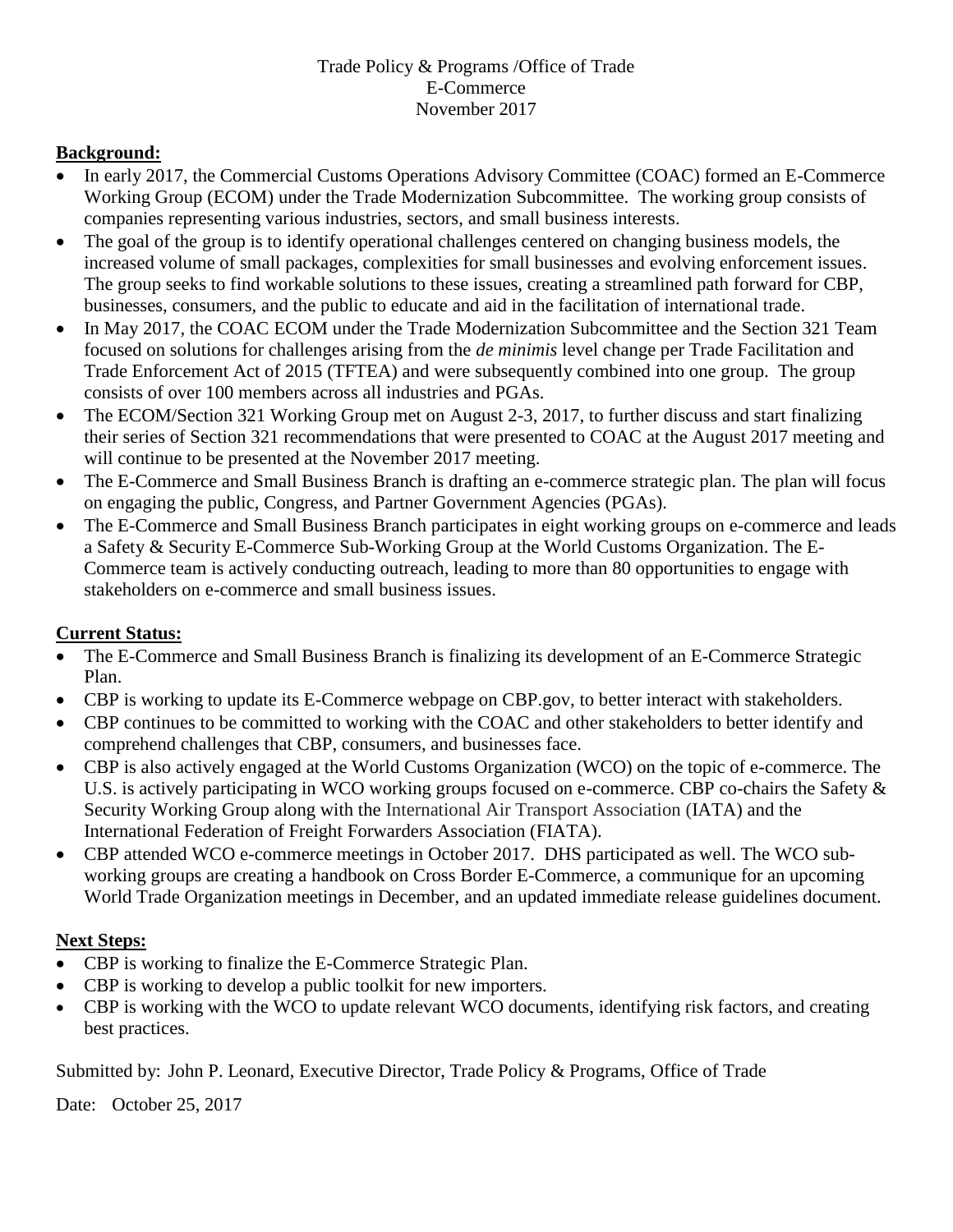Trade Policy & Programs /Office of Trade
E-Commerce
November 2017

**Background:**

- In early 2017, the Commercial Customs Operations Advisory Committee (COAC) formed an E-Commerce Working Group (ECOM) under the Trade Modernization Subcommittee. The working group consists of companies representing various industries, sectors, and small business interests.
- The goal of the group is to identify operational challenges centered on changing business models, the increased volume of small packages, complexities for small businesses and evolving enforcement issues. The group seeks to find workable solutions to these issues, creating a streamlined path forward for CBP, businesses, consumers, and the public to educate and aid in the facilitation of international trade.
- In May 2017, the COAC ECOM under the Trade Modernization Subcommittee and the Section 321 Team focused on solutions for challenges arising from the *de minimis* level change per Trade Facilitation and Trade Enforcement Act of 2015 (TFTEA) and were subsequently combined into one group. The group consists of over 100 members across all industries and PGAs.
- The ECOM/Section 321 Working Group met on August 2-3, 2017, to further discuss and start finalizing their series of Section 321 recommendations that were presented to COAC at the August 2017 meeting and will continue to be presented at the November 2017 meeting.
- The E-Commerce and Small Business Branch is drafting an e-commerce strategic plan. The plan will focus on engaging the public, Congress, and Partner Government Agencies (PGAs).
- The E-Commerce and Small Business Branch participates in eight working groups on e-commerce and leads a Safety & Security E-Commerce Sub-Working Group at the World Customs Organization. The E-Commerce team is actively conducting outreach, leading to more than 80 opportunities to engage with stakeholders on e-commerce and small business issues.

**Current Status:**

- The E-Commerce and Small Business Branch is finalizing its development of an E-Commerce Strategic Plan.
- CBP is working to update its E-Commerce webpage on CBP.gov, to better interact with stakeholders.
- CBP continues to be committed to working with the COAC and other stakeholders to better identify and comprehend challenges that CBP, consumers, and businesses face.
- CBP is also actively engaged at the World Customs Organization (WCO) on the topic of e-commerce. The U.S. is actively participating in WCO working groups focused on e-commerce. CBP co-chairs the Safety & Security Working Group along with the International Air Transport Association (IATA) and the International Federation of Freight Forwarders Association (FIATA).
- CBP attended WCO e-commerce meetings in October 2017. DHS participated as well. The WCO sub-working groups are creating a handbook on Cross Border E-Commerce, a communique for an upcoming World Trade Organization meetings in December, and an updated immediate release guidelines document.

**Next Steps:**

- CBP is working to finalize the E-Commerce Strategic Plan.
- CBP is working to develop a public toolkit for new importers.
- CBP is working with the WCO to update relevant WCO documents, identifying risk factors, and creating best practices.

Submitted by: John P. Leonard, Executive Director, Trade Policy & Programs, Office of Trade

Date: October 25, 2017